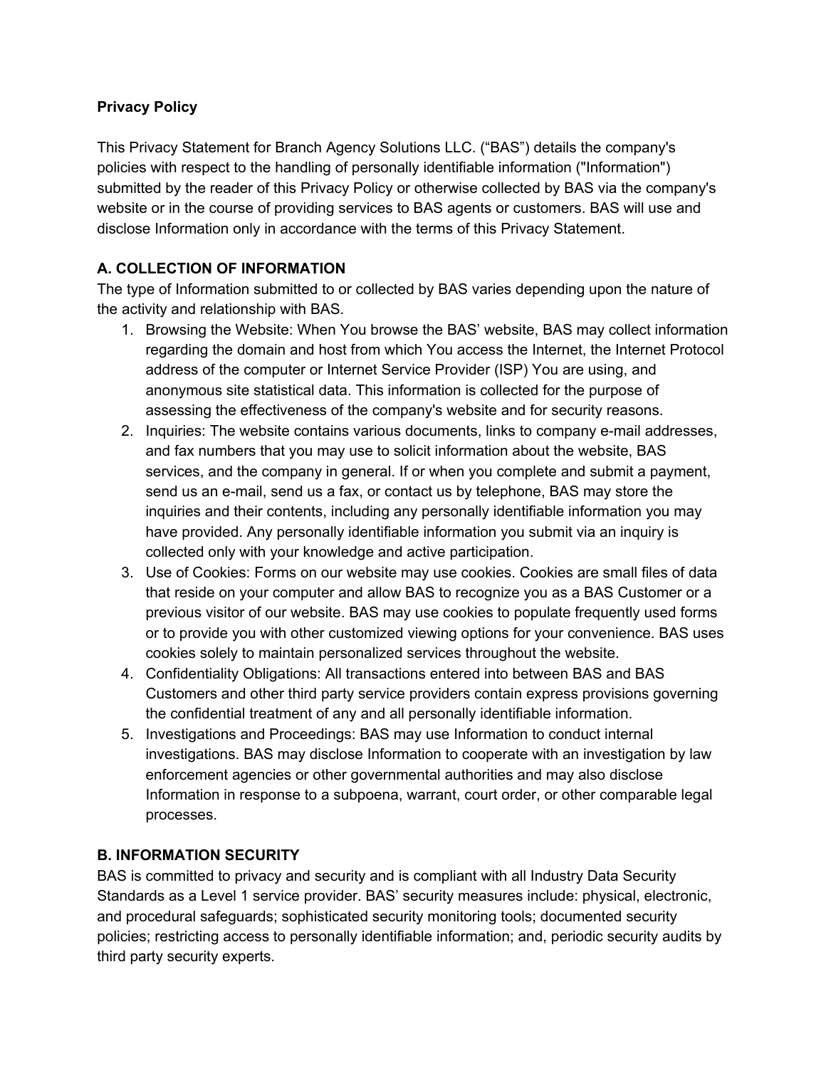**Privacy Policy**

This Privacy Statement for Branch Agency Solutions LLC. ("BAS") details the company's policies with respect to the handling of personally identifiable information ("Information") submitted by the reader of this Privacy Policy or otherwise collected by BAS via the company's website or in the course of providing services to BAS agents or customers. BAS will use and disclose Information only in accordance with the terms of this Privacy Statement.

**A. COLLECTION OF INFORMATION**

The type of Information submitted to or collected by BAS varies depending upon the nature of the activity and relationship with BAS.

1. Browsing the Website: When You browse the BAS' website, BAS may collect information regarding the domain and host from which You access the Internet, the Internet Protocol address of the computer or Internet Service Provider (ISP) You are using, and anonymous site statistical data. This information is collected for the purpose of assessing the effectiveness of the company's website and for security reasons.
2. Inquiries: The website contains various documents, links to company e-mail addresses, and fax numbers that you may use to solicit information about the website, BAS services, and the company in general. If or when you complete and submit a payment, send us an e-mail, send us a fax, or contact us by telephone, BAS may store the inquiries and their contents, including any personally identifiable information you may have provided. Any personally identifiable information you submit via an inquiry is collected only with your knowledge and active participation.
3. Use of Cookies: Forms on our website may use cookies. Cookies are small files of data that reside on your computer and allow BAS to recognize you as a BAS Customer or a previous visitor of our website. BAS may use cookies to populate frequently used forms or to provide you with other customized viewing options for your convenience. BAS uses cookies solely to maintain personalized services throughout the website.
4. Confidentiality Obligations: All transactions entered into between BAS and BAS Customers and other third party service providers contain express provisions governing the confidential treatment of any and all personally identifiable information.
5. Investigations and Proceedings: BAS may use Information to conduct internal investigations. BAS may disclose Information to cooperate with an investigation by law enforcement agencies or other governmental authorities and may also disclose Information in response to a subpoena, warrant, court order, or other comparable legal processes.

**B. INFORMATION SECURITY**

BAS is committed to privacy and security and is compliant with all Industry Data Security Standards as a Level 1 service provider. BAS' security measures include: physical, electronic, and procedural safeguards; sophisticated security monitoring tools; documented security policies; restricting access to personally identifiable information; and, periodic security audits by third party security experts.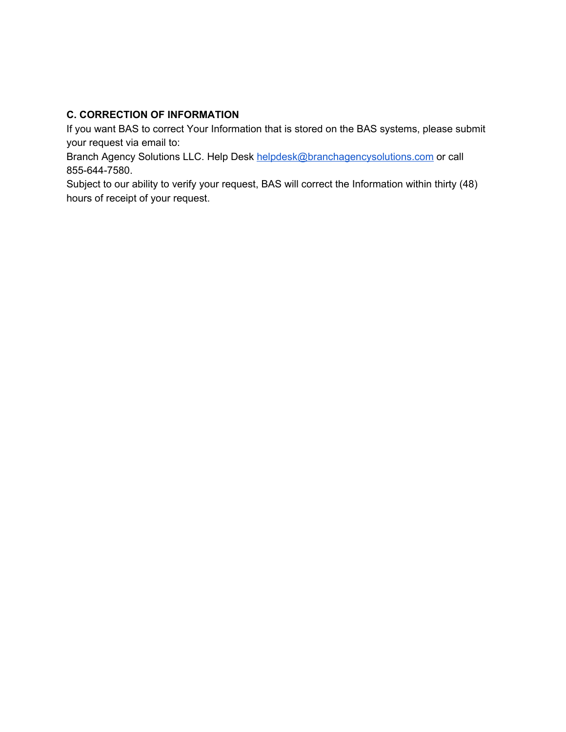**C. CORRECTION OF INFORMATION**

If you want BAS to correct Your Information that is stored on the BAS systems, please submit your request via email to:

Branch Agency Solutions LLC. Help Desk helpdesk@branchagencysolutions.com or call 855-644-7580.

Subject to our ability to verify your request, BAS will correct the Information within thirty (48) hours of receipt of your request.